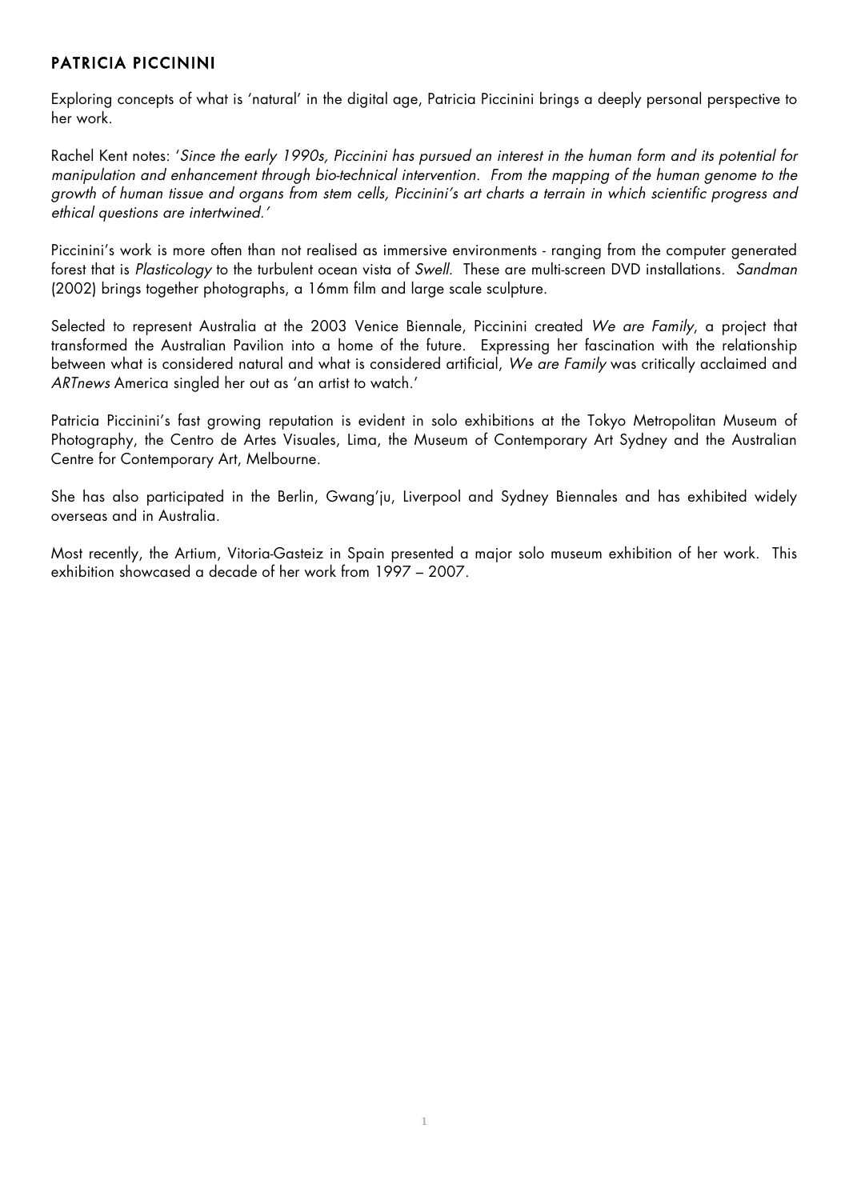## PATRICIA PICCININI

Exploring concepts of what is 'natural' in the digital age, Patricia Piccinini brings a deeply personal perspective to her work.

Rachel Kent notes: '*Since the early 1990s, Piccinini has pursued an interest in the human form and its potential for manipulation and enhancement through bio-technical intervention. From the mapping of the human genome to the growth of human tissue and organs from stem cells, Piccinini's art charts a terrain in which scientific progress and ethical questions are intertwined.*'

Piccinini's work is more often than not realised as immersive environments - ranging from the computer generated forest that is *Plasticology* to the turbulent ocean vista of *Swell*. These are multi-screen DVD installations. *Sandman* (2002) brings together photographs, a 16mm film and large scale sculpture.

Selected to represent Australia at the 2003 Venice Biennale, Piccinini created *We are Family*, a project that transformed the Australian Pavilion into a home of the future. Expressing her fascination with the relationship between what is considered natural and what is considered artificial, *We are Family* was critically acclaimed and *ARTnews* America singled her out as 'an artist to watch.'

Patricia Piccinini's fast growing reputation is evident in solo exhibitions at the Tokyo Metropolitan Museum of Photography, the Centro de Artes Visuales, Lima, the Museum of Contemporary Art Sydney and the Australian Centre for Contemporary Art, Melbourne.

She has also participated in the Berlin, Gwang'ju, Liverpool and Sydney Biennales and has exhibited widely overseas and in Australia.

Most recently, the Artium, Vitoria-Gasteiz in Spain presented a major solo museum exhibition of her work. This exhibition showcased a decade of her work from 1997 – 2007.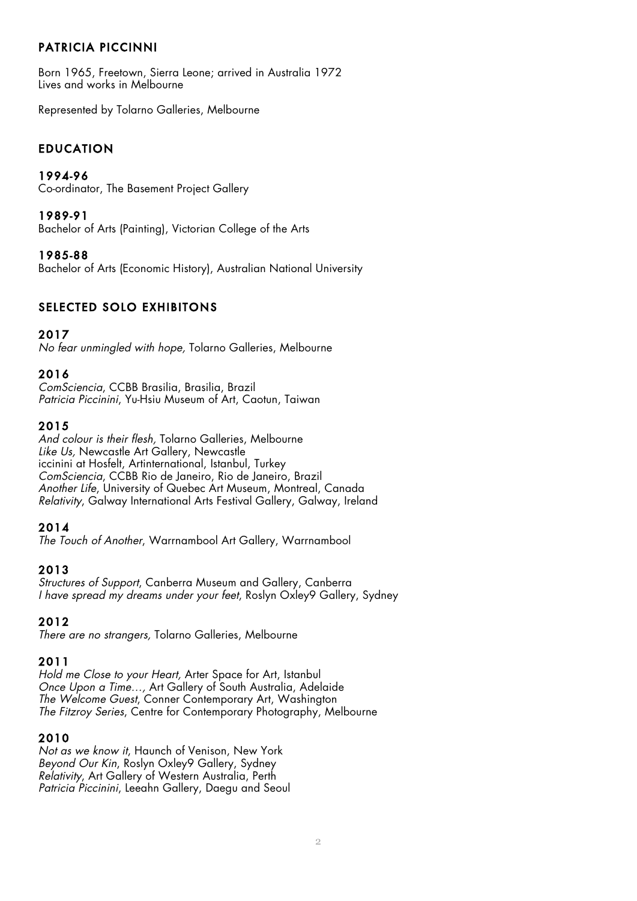# PATRICIA PICCINNI

Born 1965, Freetown, Sierra Leone; arrived in Australia 1972
Lives and works in Melbourne

Represented by Tolarno Galleries, Melbourne

## EDUCATION

**1994-96**
Co-ordinator, The Basement Project Gallery

**1989-91**
Bachelor of Arts (Painting), Victorian College of the Arts

**1985-88**
Bachelor of Arts (Economic History), Australian National University

## SELECTED SOLO EXHIBITONS

**2017**
*No fear unmingled with hope,* Tolarno Galleries, Melbourne

**2016**
*ComSciencia*, CCBB Brasilia, Brasilia, Brazil
*Patricia Piccinini*, Yu-Hsiu Museum of Art, Caotun, Taiwan

**2015**
*And colour is their flesh,* Tolarno Galleries, Melbourne
*Like Us,* Newcastle Art Gallery, Newcastle
iccinini at Hosfelt, Artinternational, Istanbul, Turkey
*ComSciencia*, CCBB Rio de Janeiro, Rio de Janeiro, Brazil
*Another Life*, University of Quebec Art Museum, Montreal, Canada
*Relativity*, Galway International Arts Festival Gallery, Galway, Ireland

**2014**
*The Touch of Another*, Warrnambool Art Gallery, Warrnambool

**2013**
*Structures of Support*, Canberra Museum and Gallery, Canberra
*I have spread my dreams under your feet*, Roslyn Oxley9 Gallery, Sydney

**2012**
*There are no strangers,* Tolarno Galleries, Melbourne

**2011**
*Hold me Close to your Heart,* Arter Space for Art, Istanbul
*Once Upon a Time…,* Art Gallery of South Australia, Adelaide
*The Welcome Guest*, Conner Contemporary Art, Washington
*The Fitzroy Series*, Centre for Contemporary Photography, Melbourne

**2010**
*Not as we know it*, Haunch of Venison, New York
*Beyond Our Kin*, Roslyn Oxley9 Gallery, Sydney
*Relativity*, Art Gallery of Western Australia, Perth
*Patricia Piccinini*, Leeahn Gallery, Daegu and Seoul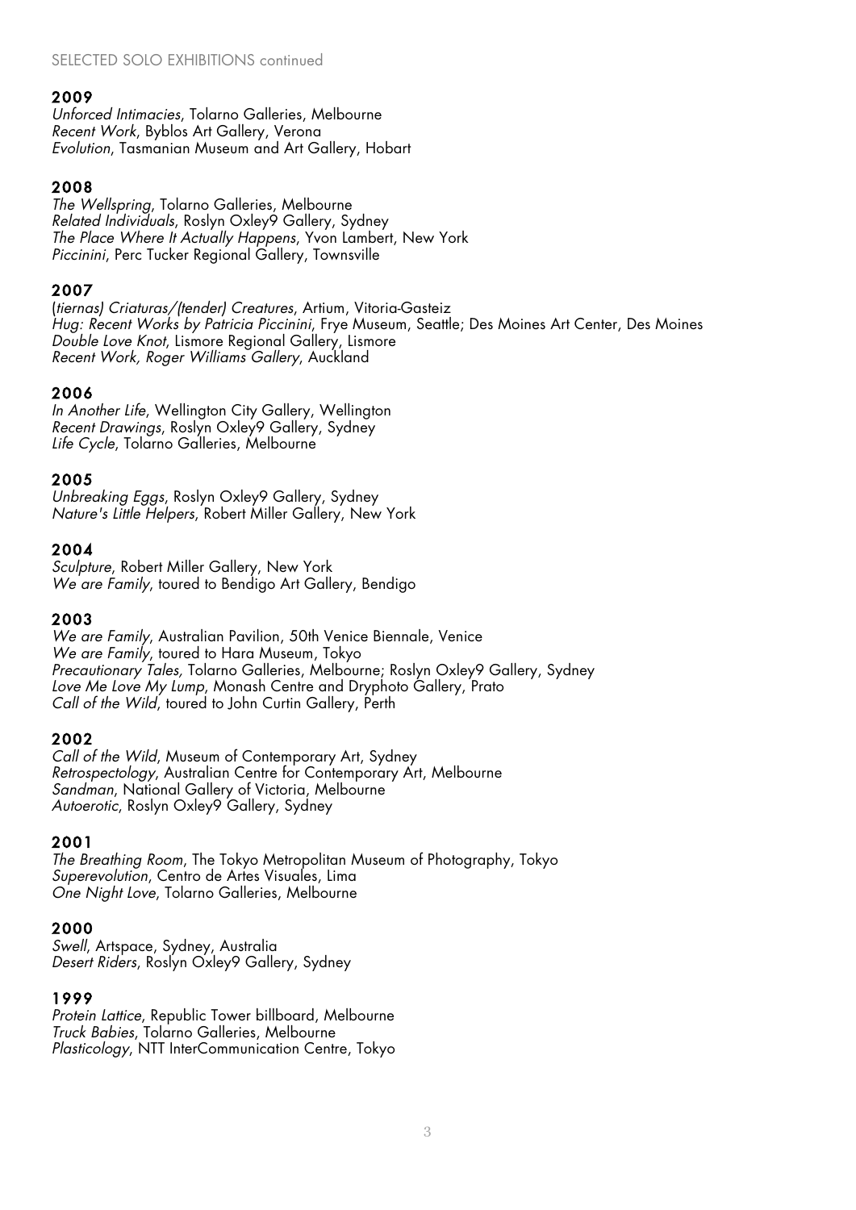SELECTED SOLO EXHIBITIONS continued

## 2009

*Unforced Intimacies*, Tolarno Galleries, Melbourne
*Recent Work*, Byblos Art Gallery, Verona
*Evolution*, Tasmanian Museum and Art Gallery, Hobart

## 2008

*The Wellspring*, Tolarno Galleries, Melbourne
*Related Individuals*, Roslyn Oxley9 Gallery, Sydney
*The Place Where It Actually Happens*, Yvon Lambert, New York
*Piccinini*, Perc Tucker Regional Gallery, Townsville

## 2007

(*tiernas) Criaturas/(tender) Creatures*, Artium, Vitoria-Gasteiz
*Hug: Recent Works by Patricia Piccinini*, Frye Museum, Seattle; Des Moines Art Center, Des Moines
*Double Love Knot*, Lismore Regional Gallery, Lismore
*Recent Work, Roger Williams Gallery*, Auckland

## 2006

*In Another Life*, Wellington City Gallery, Wellington
*Recent Drawings*, Roslyn Oxley9 Gallery, Sydney
*Life Cycle*, Tolarno Galleries, Melbourne

## 2005

*Unbreaking Eggs*, Roslyn Oxley9 Gallery, Sydney
*Nature's Little Helpers*, Robert Miller Gallery, New York

## 2004

*Sculpture*, Robert Miller Gallery, New York
*We are Family*, toured to Bendigo Art Gallery, Bendigo

## 2003

*We are Family*, Australian Pavilion, 50th Venice Biennale, Venice
*We are Family*, toured to Hara Museum, Tokyo
*Precautionary Tales,* Tolarno Galleries, Melbourne; Roslyn Oxley9 Gallery, Sydney
*Love Me Love My Lump*, Monash Centre and Dryphoto Gallery, Prato
*Call of the Wild*, toured to John Curtin Gallery, Perth

## 2002

*Call of the Wild*, Museum of Contemporary Art, Sydney
*Retrospectology*, Australian Centre for Contemporary Art, Melbourne
*Sandman*, National Gallery of Victoria, Melbourne
*Autoerotic*, Roslyn Oxley9 Gallery, Sydney

## 2001

*The Breathing Room*, The Tokyo Metropolitan Museum of Photography, Tokyo
*Superevolution*, Centro de Artes Visuales, Lima
*One Night Love*, Tolarno Galleries, Melbourne

## 2000

*Swell*, Artspace, Sydney, Australia
*Desert Riders*, Roslyn Oxley9 Gallery, Sydney

## 1999

*Protein Lattice*, Republic Tower billboard, Melbourne
*Truck Babies*, Tolarno Galleries, Melbourne
*Plasticology*, NTT InterCommunication Centre, Tokyo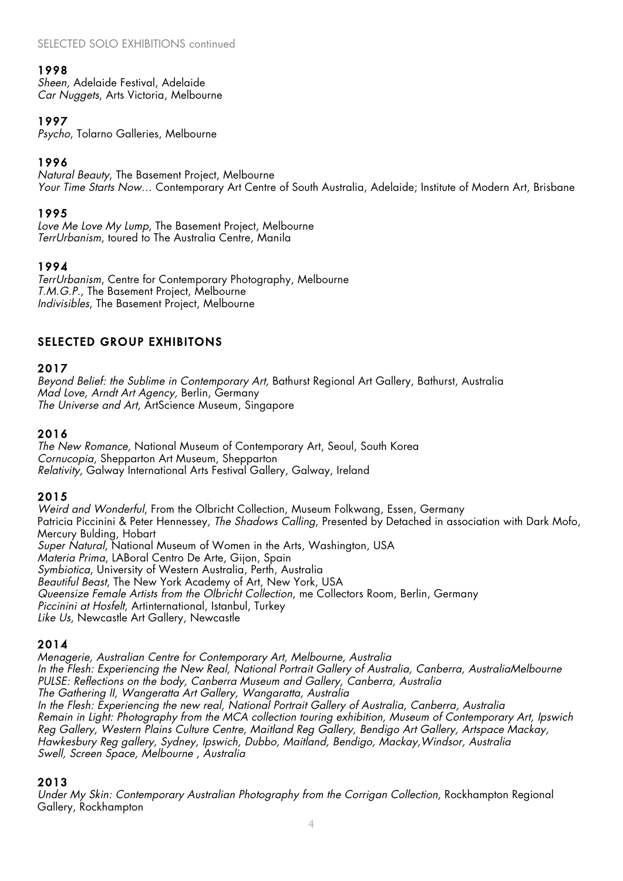SELECTED SOLO EXHIBITIONS continued

**1998**
*Sheen*, Adelaide Festival, Adelaide
*Car Nuggets*, Arts Victoria, Melbourne

**1997**
*Psycho*, Tolarno Galleries, Melbourne

**1996**
*Natural Beauty*, The Basement Project, Melbourne
*Your Time Starts Now…* Contemporary Art Centre of South Australia, Adelaide; Institute of Modern Art, Brisbane

**1995**
*Love Me Love My Lump*, The Basement Project, Melbourne
*TerrUrbanism*, toured to The Australia Centre, Manila

**1994**
*TerrUrbanism*, Centre for Contemporary Photography, Melbourne
*T.M.G.P.,* The Basement Project, Melbourne
*Indivisibles*, The Basement Project, Melbourne

## SELECTED GROUP EXHIBITONS

**2017**
*Beyond Belief: the Sublime in Contemporary Art,* Bathurst Regional Art Gallery, Bathurst, Australia
*Mad Love, Arndt Art Agency,* Berlin, Germany
*The Universe and Art,* ArtScience Museum, Singapore

**2016**
*The New Romance,* National Museum of Contemporary Art, Seoul, South Korea
*Cornucopia*, Shepparton Art Museum, Shepparton
*Relativity,* Galway International Arts Festival Gallery, Galway, Ireland

**2015**
*Weird and Wonderful*, From the Olbricht Collection, Museum Folkwang, Essen, Germany
Patricia Piccinini & Peter Hennessey, *The Shadows Calling*, Presented by Detached in association with Dark Mofo, Mercury Bulding, Hobart
*Super Natural*, National Museum of Women in the Arts, Washington, USA
*Materia Prima*, LABoral Centro De Arte, Gijon, Spain
*Symbiotica*, University of Western Australia, Perth, Australia
*Beautiful Beast*, The New York Academy of Art, New York, USA
*Queensize Female Artists from the Olbricht Collection*, me Collectors Room, Berlin, Germany
*Piccinini at Hosfelt*, Artinternational, Istanbul, Turkey
*Like Us*, Newcastle Art Gallery, Newcastle

**2014**
*Menagerie, Australian Centre for Contemporary Art, Melbourne, Australia*
*In the Flesh: Experiencing the New Real, National Portrait Gallery of Australia, Canberra, AustraliaMelbourne*
*PULSE: Reflections on the body, Canberra Museum and Gallery, Canberra, Australia*
*The Gathering II, Wangeratta Art Gallery, Wangaratta, Australia*
*In the Flesh: Experiencing the new real, National Portrait Gallery of Australia, Canberra, Australia*
*Remain in Light: Photography from the MCA collection touring exhibition, Museum of Contemporary Art, Ipswich Reg Gallery, Western Plains Culture Centre, Maitland Reg Gallery, Bendigo Art Gallery, Artspace Mackay, Hawkesbury Reg gallery, Sydney, Ipswich, Dubbo, Maitland, Bendigo, Mackay,Windsor, Australia*
*Swell, Screen Space, Melbourne , Australia*

**2013**
*Under My Skin: Contemporary Australian Photography from the Corrigan Collection*, Rockhampton Regional Gallery, Rockhampton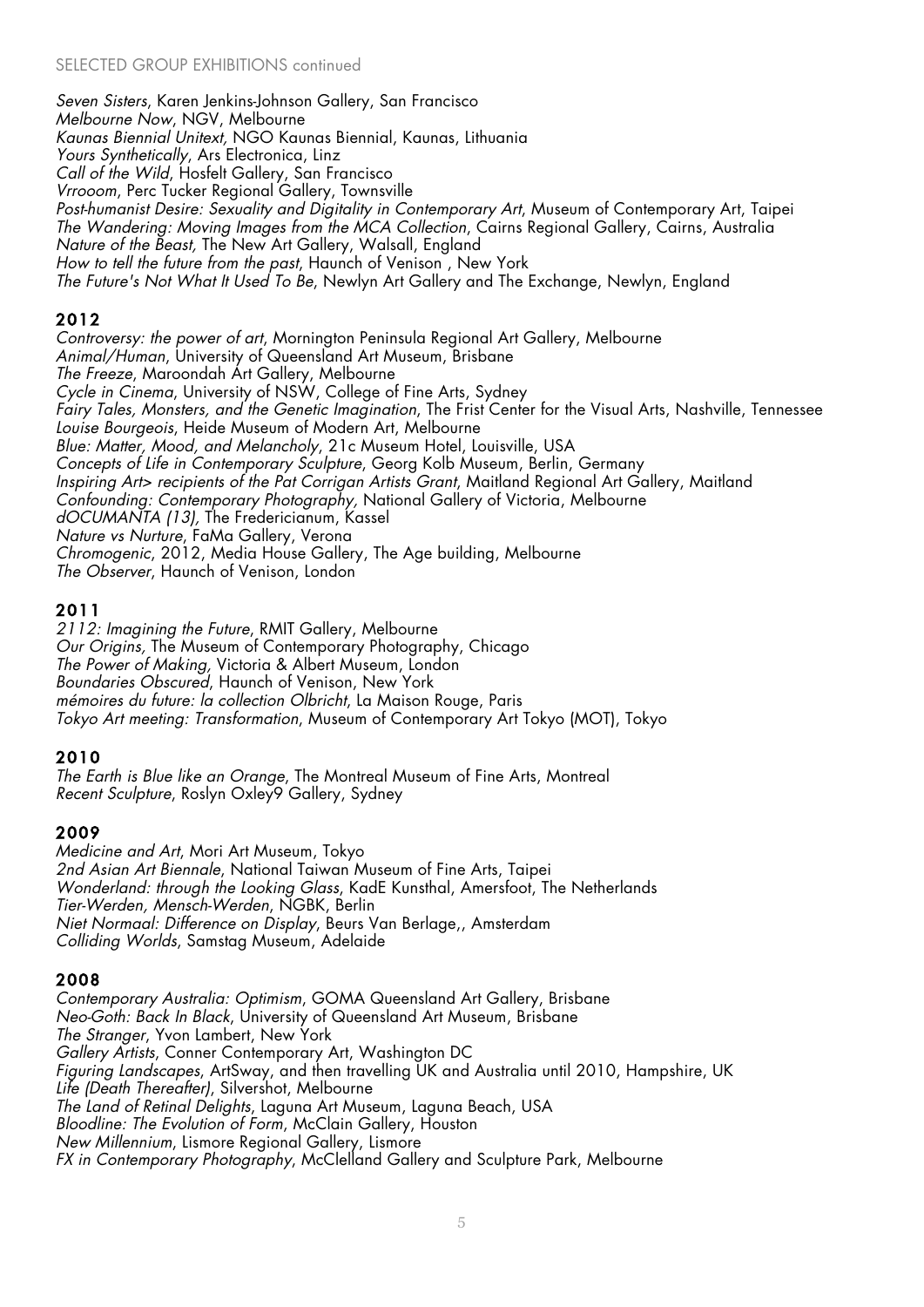SELECTED GROUP EXHIBITIONS continued

*Seven Sisters*, Karen Jenkins-Johnson Gallery, San Francisco
*Melbourne Now*, NGV, Melbourne
*Kaunas Biennial Unitext,* NGO Kaunas Biennial, Kaunas, Lithuania
*Yours Synthetically*, Ars Electronica, Linz
*Call of the Wild*, Hosfelt Gallery, San Francisco
*Vrrooom*, Perc Tucker Regional Gallery, Townsville
*Post-humanist Desire: Sexuality and Digitality in Contemporary Art*, Museum of Contemporary Art, Taipei
*The Wandering: Moving Images from the MCA Collection*, Cairns Regional Gallery, Cairns, Australia
*Nature of the Beast,* The New Art Gallery, Walsall, England
*How to tell the future from the past*, Haunch of Venison , New York
*The Future's Not What It Used To Be*, Newlyn Art Gallery and The Exchange, Newlyn, England

## 2012

*Controversy: the power of art*, Mornington Peninsula Regional Art Gallery, Melbourne
*Animal/Human*, University of Queensland Art Museum, Brisbane
*The Freeze*, Maroondah Art Gallery, Melbourne
*Cycle in Cinema*, University of NSW, College of Fine Arts, Sydney
*Fairy Tales, Monsters, and the Genetic Imagination*, The Frist Center for the Visual Arts, Nashville, Tennessee
*Louise Bourgeois*, Heide Museum of Modern Art, Melbourne
*Blue: Matter, Mood, and Melancholy*, 21c Museum Hotel, Louisville, USA
*Concepts of Life in Contemporary Sculpture*, Georg Kolb Museum, Berlin, Germany
*Inspiring Art> recipients of the Pat Corrigan Artists Grant*, Maitland Regional Art Gallery, Maitland
*Confounding: Contemporary Photography,* National Gallery of Victoria, Melbourne
*dOCUMANTA (13),* The Fredericianum, Kassel
*Nature vs Nurture*, FaMa Gallery, Verona
*Chromogenic*, 2012, Media House Gallery, The Age building, Melbourne
*The Observer*, Haunch of Venison, London

## 2011

*2112: Imagining the Future*, RMIT Gallery, Melbourne
*Our Origins,* The Museum of Contemporary Photography, Chicago
*The Power of Making,* Victoria & Albert Museum, London
*Boundaries Obscured*, Haunch of Venison, New York
*mémoires du future: la collection Olbricht*, La Maison Rouge, Paris
*Tokyo Art meeting: Transformation*, Museum of Contemporary Art Tokyo (MOT), Tokyo

## 2010

*The Earth is Blue like an Orange*, The Montreal Museum of Fine Arts, Montreal
*Recent Sculpture*, Roslyn Oxley9 Gallery, Sydney

## 2009

*Medicine and Art*, Mori Art Museum, Tokyo
*2nd Asian Art Biennale*, National Taiwan Museum of Fine Arts, Taipei
*Wonderland: through the Looking Glass*, KadE Kunsthal, Amersfoot, The Netherlands
*Tier-Werden, Mensch-Werden*, NGBK, Berlin
*Niet Normaal: Difference on Display*, Beurs Van Berlage,, Amsterdam
*Colliding Worlds*, Samstag Museum, Adelaide

## 2008

*Contemporary Australia: Optimism*, GOMA Queensland Art Gallery, Brisbane
*Neo-Goth: Back In Black,* University of Queensland Art Museum, Brisbane
*The Stranger*, Yvon Lambert, New York
*Gallery Artists*, Conner Contemporary Art, Washington DC
*Figuring Landscapes*, ArtSway, and then travelling UK and Australia until 2010, Hampshire, UK
*Life (Death Thereafter)*, Silvershot, Melbourne
*The Land of Retinal Delights*, Laguna Art Museum, Laguna Beach, USA
*Bloodline: The Evolution of Form*, McClain Gallery, Houston
*New Millennium*, Lismore Regional Gallery, Lismore
*FX in Contemporary Photography*, McClelland Gallery and Sculpture Park, Melbourne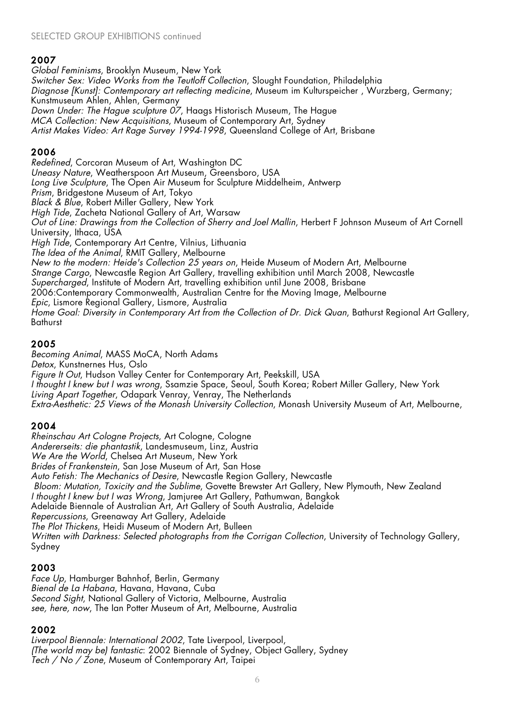SELECTED GROUP EXHIBITIONS continued

## 2007

*Global Feminisms*, Brooklyn Museum, New York
*Switcher Sex: Video Works from the Teutloff Collection*, Slought Foundation, Philadelphia
*Diagnose [Kunst]: Contemporary art reflecting medicine*, Museum im Kulturspeicher , Wurzberg, Germany; Kunstmuseum Ahlen, Ahlen, Germany
*Down Under: The Hague sculpture 07*, Haags Historisch Museum, The Hague
*MCA Collection: New Acquisitions*, Museum of Contemporary Art, Sydney
*Artist Makes Video: Art Rage Survey 1994-1998*, Queensland College of Art, Brisbane

## 2006

*Redefined*, Corcoran Museum of Art, Washington DC
*Uneasy Nature*, Weatherspoon Art Museum, Greensboro, USA
*Long Live Sculpture*, The Open Air Museum for Sculpture Middelheim, Antwerp
*Prism*, Bridgestone Museum of Art, Tokyo
*Black & Blue*, Robert Miller Gallery, New York
*High Tide*, Zacheta National Gallery of Art, Warsaw
*Out of Line: Drawings from the Collection of Sherry and Joel Mallin*, Herbert F Johnson Museum of Art Cornell University, Ithaca, USA
*High Tide*, Contemporary Art Centre, Vilnius, Lithuania
*The Idea of the Animal*, RMIT Gallery, Melbourne
*New to the modern: Heide's Collection 25 years on*, Heide Museum of Modern Art, Melbourne
*Strange Cargo*, Newcastle Region Art Gallery, travelling exhibition until March 2008, Newcastle
*Supercharged*, Institute of Modern Art, travelling exhibition until June 2008, Brisbane
2006:Contemporary Commonwealth, Australian Centre for the Moving Image, Melbourne
*Epic*, Lismore Regional Gallery, Lismore, Australia
*Home Goal: Diversity in Contemporary Art from the Collection of Dr. Dick Quan*, Bathurst Regional Art Gallery, Bathurst

## 2005

*Becoming Animal*, MASS MoCA, North Adams
*Detox*, Kunstnernes Hus, Oslo
*Figure It Out*, Hudson Valley Center for Contemporary Art, Peekskill, USA
*I thought I knew but I was wrong*, Ssamzie Space, Seoul, South Korea; Robert Miller Gallery, New York
*Living Apart Together*, Odapark Venray, Venray, The Netherlands
*Extra-Aesthetic: 25 Views of the Monash University Collection*, Monash University Museum of Art, Melbourne,

## 2004

*Rheinschau Art Cologne Projects*, Art Cologne, Cologne
*Andererseits: die phantastik*, Landesmuseum, Linz, Austria
*We Are the World*, Chelsea Art Museum, New York
*Brides of Frankenstein*, San Jose Museum of Art, San Hose
*Auto Fetish: The Mechanics of Desire*, Newcastle Region Gallery, Newcastle
*Bloom: Mutation, Toxicity and the Sublime*, Govette Brewster Art Gallery, New Plymouth, New Zealand
*I thought I knew but I was Wrong*, Jamjuree Art Gallery, Pathumwan, Bangkok
Adelaide Biennale of Australian Art, Art Gallery of South Australia, Adelaide
*Repercussions*, Greenaway Art Gallery, Adelaide
*The Plot Thickens*, Heidi Museum of Modern Art, Bulleen
*Written with Darkness: Selected photographs from the Corrigan Collection*, University of Technology Gallery, Sydney

## 2003

*Face Up*, Hamburger Bahnhof, Berlin, Germany
*Bienal de La Habana*, Havana, Havana, Cuba
*Second Sight*, National Gallery of Victoria, Melbourne, Australia
*see, here, now*, The Ian Potter Museum of Art, Melbourne, Australia

## 2002

*Liverpool Biennale: International 2002*, Tate Liverpool, Liverpool,
*(The world may be) fantastic*: 2002 Biennale of Sydney, Object Gallery, Sydney
*Tech / No / Zone*, Museum of Contemporary Art, Taipei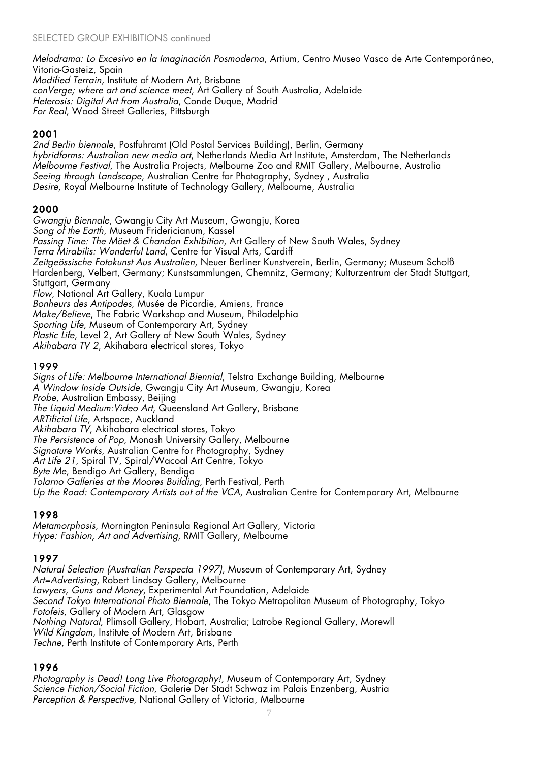SELECTED GROUP EXHIBITIONS continued

*Melodrama: Lo Excesivo en la Imaginación Posmoderna*, Artium, Centro Museo Vasco de Arte Contemporáneo, Vitoria-Gasteiz, Spain
*Modified Terrain,* Institute of Modern Art, Brisbane
*conVerge; where art and science meet*, Art Gallery of South Australia, Adelaide
*Heterosis: Digital Art from Australia*, Conde Duque, Madrid
*For Real*, Wood Street Galleries, Pittsburgh

## 2001

*2nd Berlin biennale*, Postfuhramt (Old Postal Services Building), Berlin, Germany
*hybridforms: Australian new media art*, Netherlands Media Art Institute, Amsterdam, The Netherlands
*Melbourne Festival*, The Australia Projects, Melbourne Zoo and RMIT Gallery, Melbourne, Australia
*Seeing through Landscape*, Australian Centre for Photography, Sydney , Australia
*Desire*, Royal Melbourne Institute of Technology Gallery, Melbourne, Australia

## 2000

*Gwangju Biennale*, Gwangju City Art Museum, Gwangju, Korea
*Song of the Earth*, Museum Fridericianum, Kassel
*Passing Time: The Möet & Chandon Exhibition*, Art Gallery of New South Wales, Sydney
*Terra Mirabilis: Wonderful Land*, Centre for Visual Arts, Cardiff
*Zeitgeössische Fotokunst Aus Australien*, Neuer Berliner Kunstverein, Berlin, Germany; Museum Scholß Hardenberg, Velbert, Germany; Kunstsammlungen, Chemnitz, Germany; Kulturzentrum der Stadt Stuttgart, Stuttgart, Germany
*Flow*, National Art Gallery, Kuala Lumpur
*Bonheurs des Antipodes*, Musée de Picardie, Amiens, France
*Make/Believe*, The Fabric Workshop and Museum, Philadelphia
*Sporting Life*, Museum of Contemporary Art, Sydney
*Plastic Life*, Level 2, Art Gallery of New South Wales, Sydney
*Akihabara TV 2*, Akihabara electrical stores, Tokyo

## 1999

*Signs of Life: Melbourne International Biennial*, Telstra Exchange Building, Melbourne
*A Window Inside Outside*, Gwangju City Art Museum, Gwangju, Korea
*Probe*, Australian Embassy, Beijing
*The Liquid Medium:Video Art*, Queensland Art Gallery, Brisbane
*ARTificial Life*, Artspace, Auckland
*Akihabara TV*, Akihabara electrical stores, Tokyo
*The Persistence of Pop*, Monash University Gallery, Melbourne
*Signature Works*, Australian Centre for Photography, Sydney
*Art Life 21*, Spiral TV, Spiral/Wacoal Art Centre, Tokyo
*Byte Me*, Bendigo Art Gallery, Bendigo
*Tolarno Galleries at the Moores Building*, Perth Festival, Perth
*Up the Road: Contemporary Artists out of the VCA*, Australian Centre for Contemporary Art, Melbourne

## 1998

*Metamorphosis*, Mornington Peninsula Regional Art Gallery, Victoria
*Hype: Fashion, Art and Advertising*, RMIT Gallery, Melbourne

## 1997

*Natural Selection (Australian Perspecta 1997)*, Museum of Contemporary Art, Sydney
*Art=Advertising*, Robert Lindsay Gallery, Melbourne
*Lawyers, Guns and Money*, Experimental Art Foundation, Adelaide
*Second Tokyo International Photo Biennale*, The Tokyo Metropolitan Museum of Photography, Tokyo
*Fotofeis*, Gallery of Modern Art, Glasgow
*Nothing Natural*, Plimsoll Gallery, Hobart, Australia; Latrobe Regional Gallery, Morewll
*Wild Kingdom*, Institute of Modern Art, Brisbane
*Techne*, Perth Institute of Contemporary Arts, Perth

## 1996

*Photography is Dead! Long Live Photography!,* Museum of Contemporary Art, Sydney
*Science Fiction/Social Fiction*, Galerie Der Stadt Schwaz im Palais Enzenberg, Austria
*Perception & Perspective*, National Gallery of Victoria, Melbourne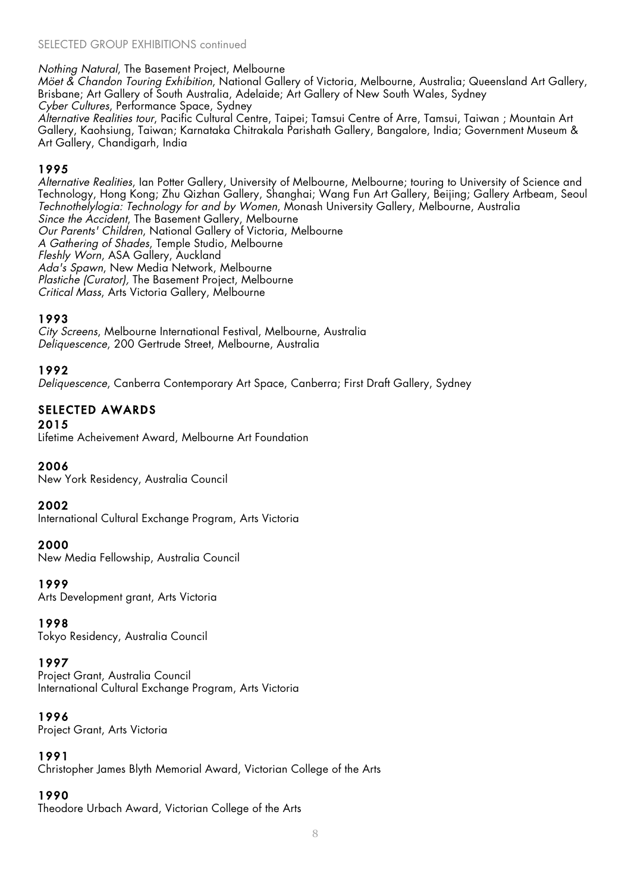SELECTED GROUP EXHIBITIONS continued

*Nothing Natural*, The Basement Project, Melbourne
*Möet & Chandon Touring Exhibition*, National Gallery of Victoria, Melbourne, Australia; Queensland Art Gallery, Brisbane; Art Gallery of South Australia, Adelaide; Art Gallery of New South Wales, Sydney
*Cyber Cultures*, Performance Space, Sydney
*Alternative Realities tour*, Pacific Cultural Centre, Taipei; Tamsui Centre of Arre, Tamsui, Taiwan ; Mountain Art Gallery, Kaohsiung, Taiwan; Karnataka Chitrakala Parishath Gallery, Bangalore, India; Government Museum & Art Gallery, Chandigarh, India

### 1995

*Alternative Realities*, Ian Potter Gallery, University of Melbourne, Melbourne; touring to University of Science and Technology, Hong Kong; Zhu Qizhan Gallery, Shanghai; Wang Fun Art Gallery, Beijing; Gallery Artbeam, Seoul
*Technothelylogia: Technology for and by Women*, Monash University Gallery, Melbourne, Australia
*Since the Accident*, The Basement Gallery, Melbourne
*Our Parents' Children*, National Gallery of Victoria, Melbourne
*A Gathering of Shades*, Temple Studio, Melbourne
*Fleshly Worn*, ASA Gallery, Auckland
*Ada's Spawn*, New Media Network, Melbourne
*Plastiche (Curator)*, The Basement Project, Melbourne
*Critical Mass*, Arts Victoria Gallery, Melbourne

### 1993

*City Screens*, Melbourne International Festival, Melbourne, Australia
*Deliquescence*, 200 Gertrude Street, Melbourne, Australia

### 1992

*Deliquescence*, Canberra Contemporary Art Space, Canberra; First Draft Gallery, Sydney

## SELECTED AWARDS

### 2015

Lifetime Acheivement Award, Melbourne Art Foundation

### 2006

New York Residency, Australia Council

### 2002

International Cultural Exchange Program, Arts Victoria

### 2000

New Media Fellowship, Australia Council

### 1999

Arts Development grant, Arts Victoria

### 1998

Tokyo Residency, Australia Council

### 1997

Project Grant, Australia Council
International Cultural Exchange Program, Arts Victoria

### 1996

Project Grant, Arts Victoria

### 1991

Christopher James Blyth Memorial Award, Victorian College of the Arts

### 1990

Theodore Urbach Award, Victorian College of the Arts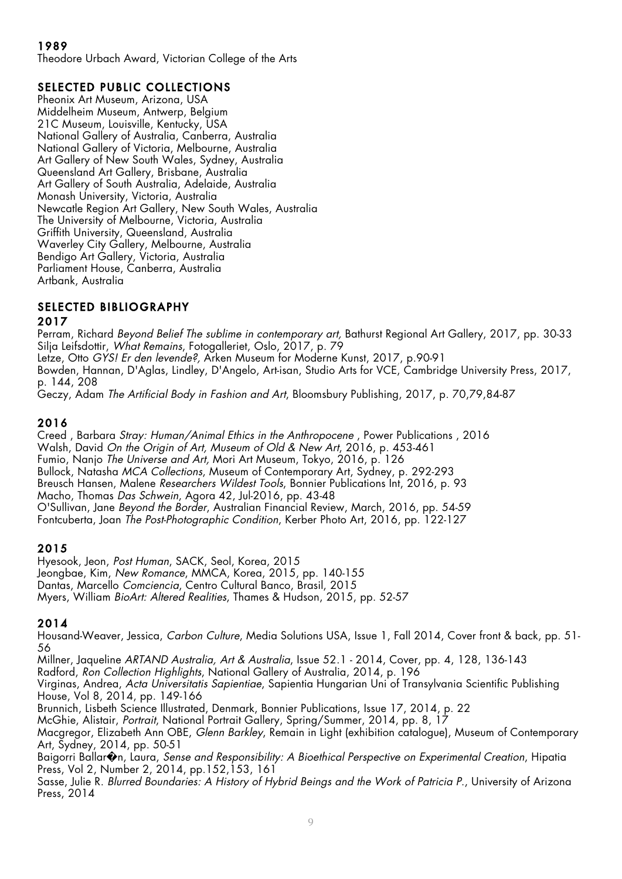### 1989
Theodore Urbach Award, Victorian College of the Arts

## SELECTED PUBLIC COLLECTIONS
Pheonix Art Museum, Arizona, USA
Middelheim Museum, Antwerp, Belgium
21C Museum, Louisville, Kentucky, USA
National Gallery of Australia, Canberra, Australia
National Gallery of Victoria, Melbourne, Australia
Art Gallery of New South Wales, Sydney, Australia
Queensland Art Gallery, Brisbane, Australia
Art Gallery of South Australia, Adelaide, Australia
Monash University, Victoria, Australia
Newcatle Region Art Gallery, New South Wales, Australia
The University of Melbourne, Victoria, Australia
Griffith University, Queensland, Australia
Waverley City Gallery, Melbourne, Australia
Bendigo Art Gallery, Victoria, Australia
Parliament House, Canberra, Australia
Artbank, Australia

## SELECTED BIBLIOGRAPHY

### 2017
Perram, Richard *Beyond Belief The sublime in contemporary art*, Bathurst Regional Art Gallery, 2017, pp. 30-33
Silja Leifsdottir, *What Remains*, Fotogalleriet, Oslo, 2017, p. 79
Letze, Otto *GYS! Er den levende?*, Arken Museum for Moderne Kunst, 2017, p.90-91
Bowden, Hannan, D'Aglas, Lindley, D'Angelo, Art-isan, Studio Arts for VCE, Cambridge University Press, 2017, p. 144, 208
Geczy, Adam *The Artificial Body in Fashion and Art*, Bloomsbury Publishing, 2017, p. 70,79,84-87

### 2016
Creed , Barbara *Stray: Human/Animal Ethics in the Anthropocene* , Power Publications , 2016
Walsh, David *On the Origin of Art, Museum of Old & New Art*, 2016, p. 453-461
Fumio, Nanjo *The Universe and Art,* Mori Art Museum, Tokyo, 2016, p. 126
Bullock, Natasha *MCA Collections*, Museum of Contemporary Art, Sydney, p. 292-293
Breusch Hansen, Malene *Researchers Wildest Tools*, Bonnier Publications Int, 2016, p. 93
Macho, Thomas *Das Schwein*, Agora 42, Jul-2016, pp. 43-48
O'Sullivan, Jane *Beyond the Border*, Australian Financial Review, March, 2016, pp. 54-59
Fontcuberta, Joan *The Post-Photographic Condition*, Kerber Photo Art, 2016, pp. 122-127

### 2015
Hyesook, Jeon, *Post Human*, SACK, Seol, Korea, 2015
Jeongbae, Kim, *New Romance*, MMCA, Korea, 2015, pp. 140-155
Dantas, Marcello *Comciencia*, Centro Cultural Banco, Brasil, 2015
Myers, William *BioArt: Altered Realities*, Thames & Hudson, 2015, pp. 52-57

### 2014
Housand-Weaver, Jessica, *Carbon Culture*, Media Solutions USA, Issue 1, Fall 2014, Cover front & back, pp. 51-56
Millner, Jaqueline *ARTAND Australia, Art & Australia*, Issue 52.1 - 2014, Cover, pp. 4, 128, 136-143
Radford, *Ron Collection Highlights*, National Gallery of Australia, 2014, p. 196
Virginas, Andrea, *Acta Universitatis Sapientiae*, Sapientia Hungarian Uni of Transylvania Scientific Publishing House, Vol 8, 2014, pp. 149-166
Brunnich, Lisbeth Science Illustrated, Denmark, Bonnier Publications, Issue 17, 2014, p. 22
McGhie, Alistair, *Portrait*, National Portrait Gallery, Spring/Summer, 2014, pp. 8, 17
Macgregor, Elizabeth Ann OBE, *Glenn Barkley*, Remain in Light (exhibition catalogue), Museum of Contemporary Art, Sydney, 2014, pp. 50-51
Baigorri Ballar�n, Laura, *Sense and Responsibility: A Bioethical Perspective on Experimental Creation*, Hipatia Press, Vol 2, Number 2, 2014, pp.152,153, 161
Sasse, Julie R. *Blurred Boundaries: A History of Hybrid Beings and the Work of Patricia P.*, University of Arizona Press, 2014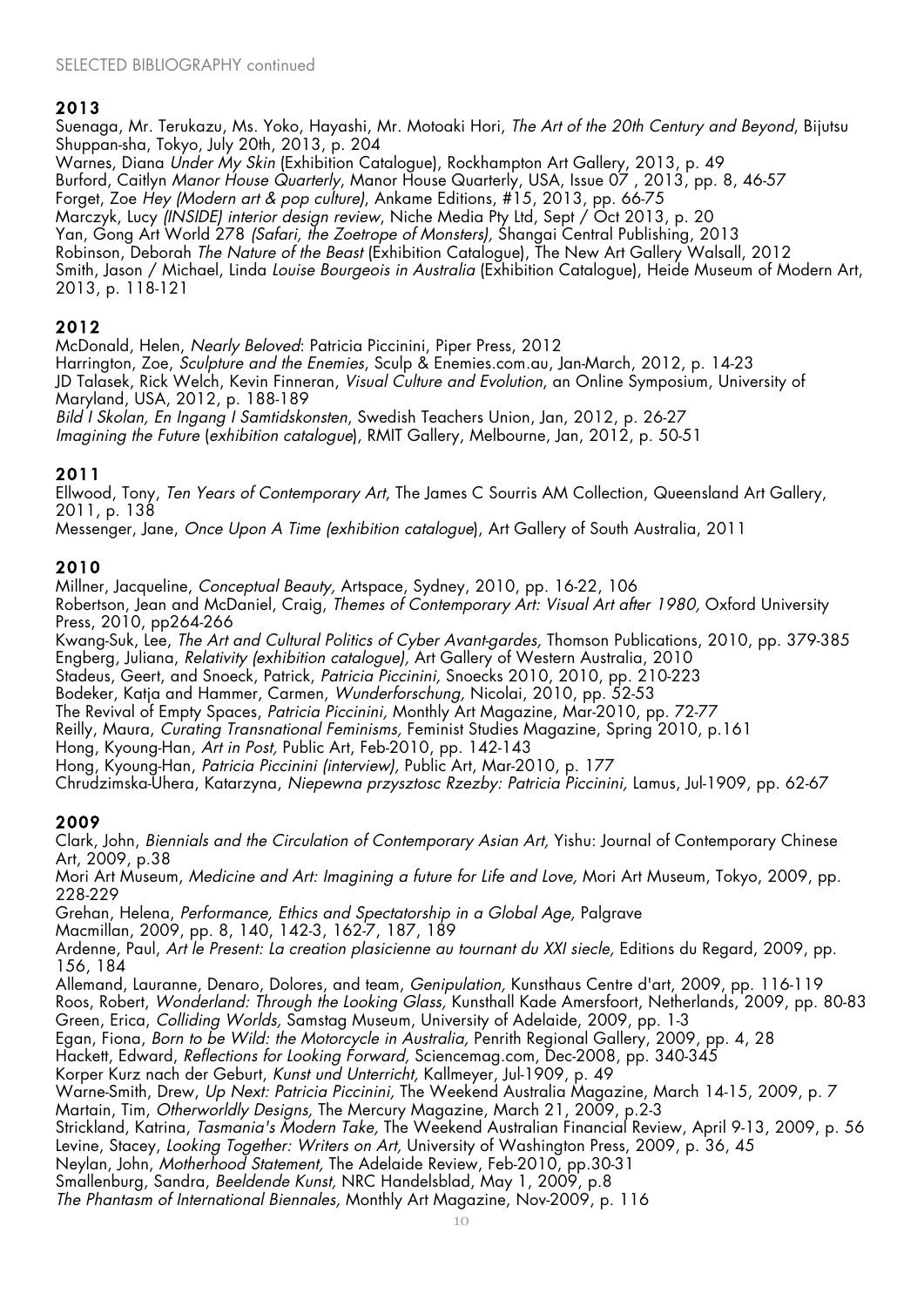SELECTED BIBLIOGRAPHY continued

## 2013

Suenaga, Mr. Terukazu, Ms. Yoko, Hayashi, Mr. Motoaki Hori, *The Art of the 20th Century and Beyond*, Bijutsu Shuppan-sha, Tokyo, July 20th, 2013, p. 204
Warnes, Diana *Under My Skin* (Exhibition Catalogue), Rockhampton Art Gallery, 2013, p. 49
Burford, Caitlyn *Manor House Quarterly*, Manor House Quarterly, USA, Issue 07 , 2013, pp. 8, 46-57
Forget, Zoe *Hey (Modern art & pop culture)*, Ankame Editions, #15, 2013, pp. 66-75
Marczyk, Lucy *(INSIDE) interior design review*, Niche Media Pty Ltd, Sept / Oct 2013, p. 20
Yan, Gong Art World 278 *(Safari, the Zoetrope of Monsters)*, Shangai Central Publishing, 2013
Robinson, Deborah *The Nature of the Beast* (Exhibition Catalogue), The New Art Gallery Walsall, 2012
Smith, Jason / Michael, Linda *Louise Bourgeois in Australia* (Exhibition Catalogue), Heide Museum of Modern Art, 2013, p. 118-121

## 2012

McDonald, Helen, *Nearly Beloved*: Patricia Piccinini, Piper Press, 2012
Harrington, Zoe, *Sculpture and the Enemies*, Sculp & Enemies.com.au, Jan-March, 2012, p. 14-23
JD Talasek, Rick Welch, Kevin Finneran, *Visual Culture and Evolution*, an Online Symposium, University of Maryland, USA, 2012, p. 188-189
*Bild I Skolan, En Ingang I Samtidskonsten*, Swedish Teachers Union, Jan, 2012, p. 26-27
*Imagining the Future* (*exhibition catalogue*), RMIT Gallery, Melbourne, Jan, 2012, p. 50-51

## 2011

Ellwood, Tony, *Ten Years of Contemporary Art*, The James C Sourris AM Collection, Queensland Art Gallery, 2011, p. 138
Messenger, Jane, *Once Upon A Time (exhibition catalogue*), Art Gallery of South Australia, 2011

## 2010

Millner, Jacqueline, *Conceptual Beauty,* Artspace, Sydney, 2010, pp. 16-22, 106
Robertson, Jean and McDaniel, Craig, *Themes of Contemporary Art: Visual Art after 1980,* Oxford University Press, 2010, pp264-266
Kwang-Suk, Lee, *The Art and Cultural Politics of Cyber Avant-gardes,* Thomson Publications, 2010, pp. 379-385
Engberg, Juliana, *Relativity (exhibition catalogue),* Art Gallery of Western Australia, 2010
Stadeus, Geert, and Snoeck, Patrick, *Patricia Piccinini,* Snoecks 2010, 2010, pp. 210-223
Bodeker, Katja and Hammer, Carmen, *Wunderforschung,* Nicolai, 2010, pp. 52-53
The Revival of Empty Spaces, *Patricia Piccinini,* Monthly Art Magazine, Mar-2010, pp. 72-77
Reilly, Maura, *Curating Transnational Feminisms,* Feminist Studies Magazine, Spring 2010, p.161
Hong, Kyoung-Han, *Art in Post,* Public Art, Feb-2010, pp. 142-143
Hong, Kyoung-Han, *Patricia Piccinini (interview),* Public Art, Mar-2010, p. 177
Chrudzimska-Uhera, Katarzyna, *Niepewna przysztosc Rzezby: Patricia Piccinini,* Lamus, Jul-1909, pp. 62-67

## 2009

Clark, John, *Biennials and the Circulation of Contemporary Asian Art,* Yishu: Journal of Contemporary Chinese Art, 2009, p.38
Mori Art Museum, *Medicine and Art: Imagining a future for Life and Love,* Mori Art Museum, Tokyo, 2009, pp. 228-229
Grehan, Helena, *Performance, Ethics and Spectatorship in a Global Age,* Palgrave Macmillan, 2009, pp. 8, 140, 142-3, 162-7, 187, 189
Ardenne, Paul, *Art le Present: La creation plasicienne au tournant du XXI siecle,* Editions du Regard, 2009, pp. 156, 184
Allemand, Lauranne, Denaro, Dolores, and team, *Genipulation,* Kunsthaus Centre d'art, 2009, pp. 116-119
Roos, Robert, *Wonderland: Through the Looking Glass,* Kunsthall Kade Amersfoort, Netherlands, 2009, pp. 80-83
Green, Erica, *Colliding Worlds,* Samstag Museum, University of Adelaide, 2009, pp. 1-3
Egan, Fiona, *Born to be Wild: the Motorcycle in Australia,* Penrith Regional Gallery, 2009, pp. 4, 28
Hackett, Edward, *Reflections for Looking Forward,* Sciencemag.com, Dec-2008, pp. 340-345
Korper Kurz nach der Geburt, *Kunst und Unterricht,* Kallmeyer, Jul-1909, p. 49
Warne-Smith, Drew, *Up Next: Patricia Piccinini,* The Weekend Australia Magazine, March 14-15, 2009, p. 7
Martain, Tim, *Otherworldly Designs,* The Mercury Magazine, March 21, 2009, p.2-3
Strickland, Katrina, *Tasmania's Modern Take,* The Weekend Australian Financial Review, April 9-13, 2009, p. 56
Levine, Stacey, *Looking Together: Writers on Art,* University of Washington Press, 2009, p. 36, 45
Neylan, John, *Motherhood Statement,* The Adelaide Review, Feb-2010, pp.30-31
Smallenburg, Sandra, *Beeldende Kunst,* NRC Handelsblad, May 1, 2009, p.8
*The Phantasm of International Biennales,* Monthly Art Magazine, Nov-2009, p. 116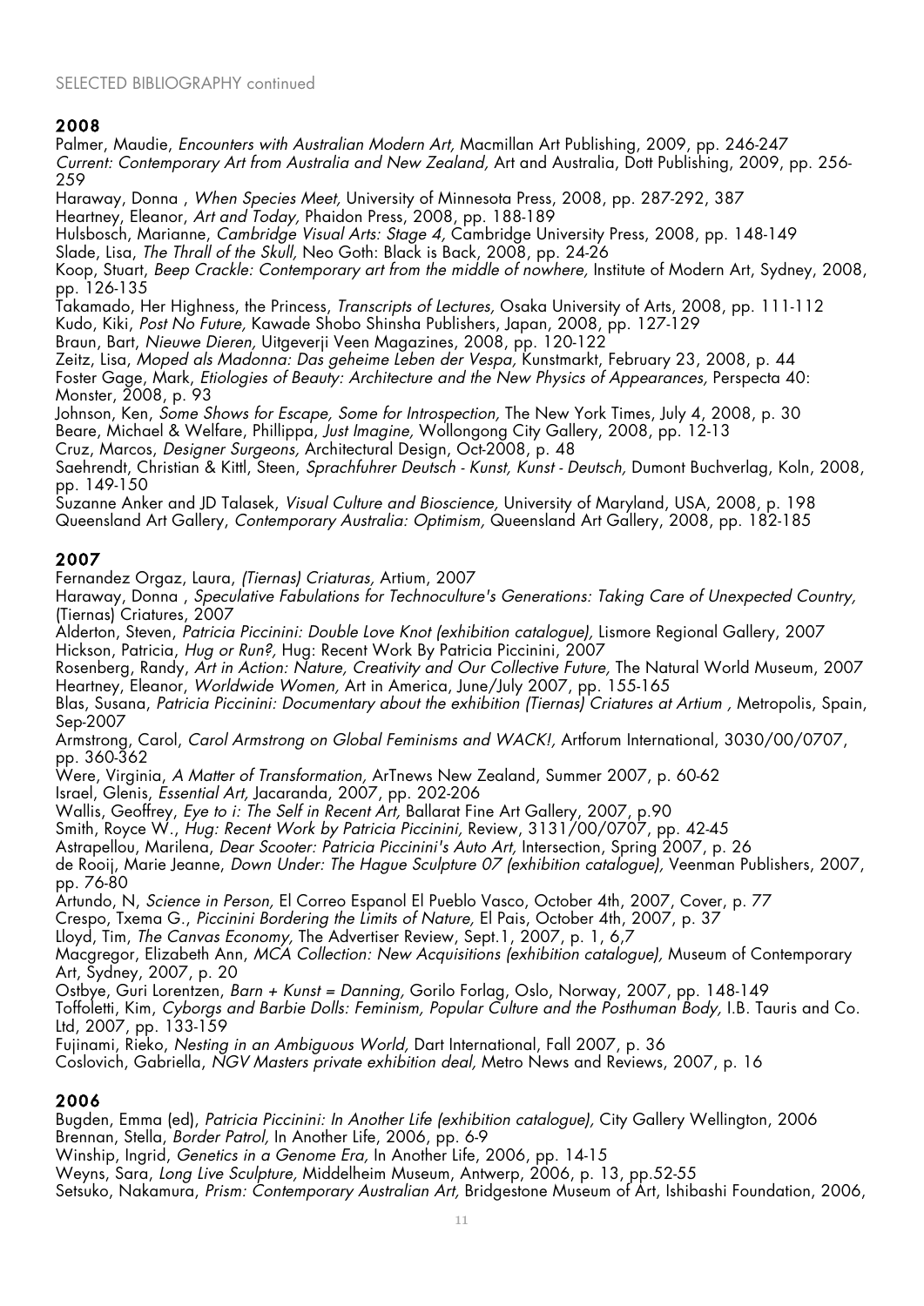SELECTED BIBLIOGRAPHY continued

## 2008

Palmer, Maudie, *Encounters with Australian Modern Art,* Macmillan Art Publishing, 2009, pp. 246-247
*Current: Contemporary Art from Australia and New Zealand,* Art and Australia, Dott Publishing, 2009, pp. 256-259
Haraway, Donna , *When Species Meet,* University of Minnesota Press, 2008, pp. 287-292, 387
Heartney, Eleanor, *Art and Today,* Phaidon Press, 2008, pp. 188-189
Hulsbosch, Marianne, *Cambridge Visual Arts: Stage 4,* Cambridge University Press, 2008, pp. 148-149
Slade, Lisa, *The Thrall of the Skull,* Neo Goth: Black is Back, 2008, pp. 24-26
Koop, Stuart, *Beep Crackle: Contemporary art from the middle of nowhere,* Institute of Modern Art, Sydney, 2008, pp. 126-135
Takamado, Her Highness, the Princess, *Transcripts of Lectures,* Osaka University of Arts, 2008, pp. 111-112
Kudo, Kiki, *Post No Future,* Kawade Shobo Shinsha Publishers, Japan, 2008, pp. 127-129
Braun, Bart, *Nieuwe Dieren,* Uitgeverji Veen Magazines, 2008, pp. 120-122
Zeitz, Lisa, *Moped als Madonna: Das geheime Leben der Vespa,* Kunstmarkt, February 23, 2008, p. 44
Foster Gage, Mark, *Etiologies of Beauty: Architecture and the New Physics of Appearances,* Perspecta 40: Monster, 2008, p. 93
Johnson, Ken, *Some Shows for Escape, Some for Introspection,* The New York Times, July 4, 2008, p. 30
Beare, Michael & Welfare, Phillippa, *Just Imagine,* Wollongong City Gallery, 2008, pp. 12-13
Cruz, Marcos, *Designer Surgeons,* Architectural Design, Oct-2008, p. 48
Saehrendt, Christian & Kittl, Steen, *Sprachfuhrer Deutsch - Kunst, Kunst - Deutsch,* Dumont Buchverlag, Koln, 2008, pp. 149-150
Suzanne Anker and JD Talasek, *Visual Culture and Bioscience,* University of Maryland, USA, 2008, p. 198
Queensland Art Gallery, *Contemporary Australia: Optimism,* Queensland Art Gallery, 2008, pp. 182-185

## 2007

Fernandez Orgaz, Laura, *(Tiernas) Criaturas,* Artium, 2007
Haraway, Donna , *Speculative Fabulations for Technoculture's Generations: Taking Care of Unexpected Country,* (Tiernas) Criatures, 2007
Alderton, Steven, *Patricia Piccinini: Double Love Knot (exhibition catalogue),* Lismore Regional Gallery, 2007
Hickson, Patricia, *Hug or Run?,* Hug: Recent Work By Patricia Piccinini, 2007
Rosenberg, Randy, *Art in Action: Nature, Creativity and Our Collective Future,* The Natural World Museum, 2007
Heartney, Eleanor, *Worldwide Women,* Art in America, June/July 2007, pp. 155-165
Blas, Susana, *Patricia Piccinini: Documentary about the exhibition (Tiernas) Criatures at Artium ,* Metropolis, Spain, Sep-2007
Armstrong, Carol, *Carol Armstrong on Global Feminisms and WACK!,* Artforum International, 3030/00/0707, pp. 360-362
Were, Virginia, *A Matter of Transformation,* ArTnews New Zealand, Summer 2007, p. 60-62
Israel, Glenis, *Essential Art,* Jacaranda, 2007, pp. 202-206
Wallis, Geoffrey, *Eye to i: The Self in Recent Art,* Ballarat Fine Art Gallery, 2007, p.90
Smith, Royce W., *Hug: Recent Work by Patricia Piccinini,* Review, 3131/00/0707, pp. 42-45
Astrapellou, Marilena, *Dear Scooter: Patricia Piccinini's Auto Art,* Intersection, Spring 2007, p. 26
de Rooij, Marie Jeanne, *Down Under: The Hague Sculpture 07 (exhibition catalogue),* Veenman Publishers, 2007, pp. 76-80
Artundo, N, *Science in Person,* El Correo Espanol El Pueblo Vasco, October 4th, 2007, Cover, p. 77
Crespo, Txema G., *Piccinini Bordering the Limits of Nature,* El Pais, October 4th, 2007, p. 37
Lloyd, Tim, *The Canvas Economy,* The Advertiser Review, Sept.1, 2007, p. 1, 6,7
Macgregor, Elizabeth Ann, *MCA Collection: New Acquisitions (exhibition catalogue),* Museum of Contemporary Art, Sydney, 2007, p. 20
Ostbye, Guri Lorentzen, *Barn + Kunst = Danning,* Gorilo Forlag, Oslo, Norway, 2007, pp. 148-149
Toffoletti, Kim, *Cyborgs and Barbie Dolls: Feminism, Popular Culture and the Posthuman Body,* I.B. Tauris and Co. Ltd, 2007, pp. 133-159
Fujinami, Rieko, *Nesting in an Ambiguous World,* Dart International, Fall 2007, p. 36
Coslovich, Gabriella, *NGV Masters private exhibition deal,* Metro News and Reviews, 2007, p. 16

## 2006

Bugden, Emma (ed), *Patricia Piccinini: In Another Life (exhibition catalogue),* City Gallery Wellington, 2006
Brennan, Stella, *Border Patrol,* In Another Life, 2006, pp. 6-9
Winship, Ingrid, *Genetics in a Genome Era,* In Another Life, 2006, pp. 14-15
Weyns, Sara, *Long Live Sculpture,* Middelheim Museum, Antwerp, 2006, p. 13, pp.52-55
Setsuko, Nakamura, *Prism: Contemporary Australian Art,* Bridgestone Museum of Art, Ishibashi Foundation, 2006,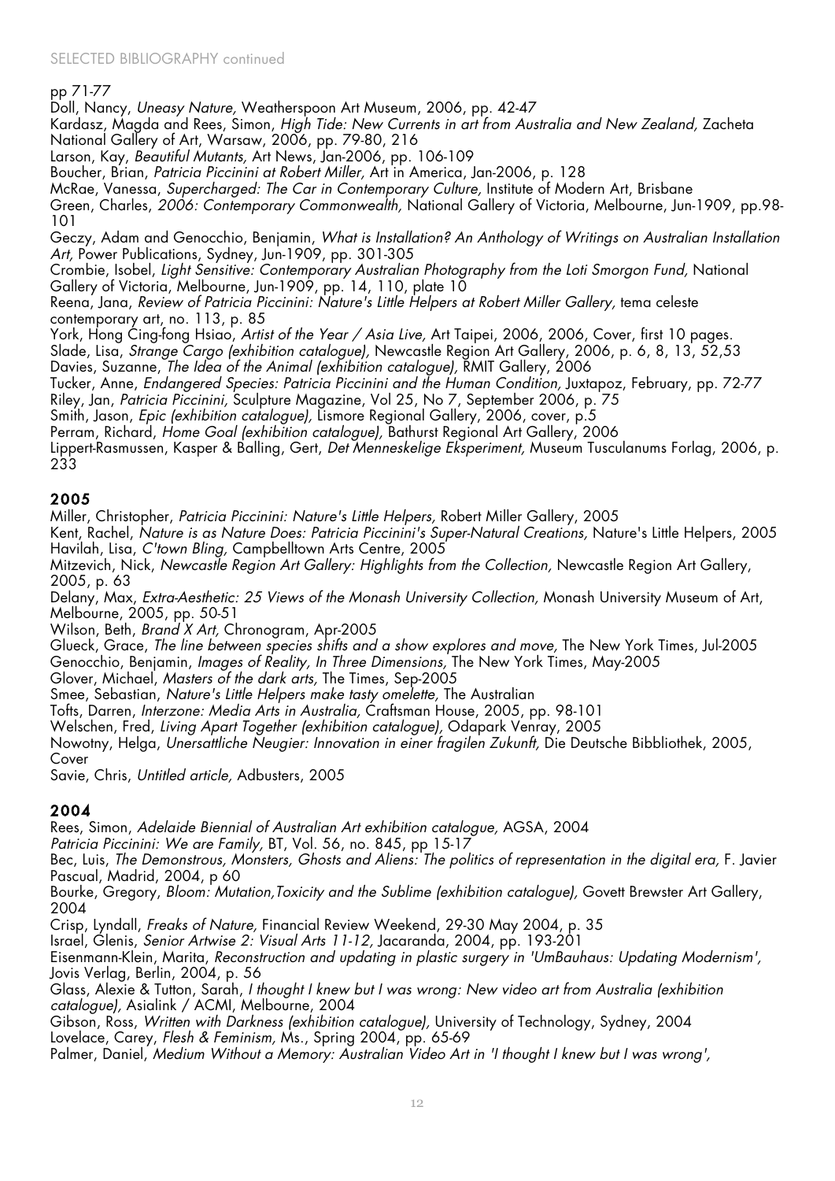SELECTED BIBLIOGRAPHY continued

pp 71-77

Doll, Nancy, *Uneasy Nature,* Weatherspoon Art Museum, 2006, pp. 42-47

Kardasz, Magda and Rees, Simon, *High Tide: New Currents in art from Australia and New Zealand,* Zacheta National Gallery of Art, Warsaw, 2006, pp. 79-80, 216

Larson, Kay, *Beautiful Mutants,* Art News, Jan-2006, pp. 106-109

Boucher, Brian, *Patricia Piccinini at Robert Miller,* Art in America, Jan-2006, p. 128

McRae, Vanessa, *Supercharged: The Car in Contemporary Culture,* Institute of Modern Art, Brisbane

Green, Charles, *2006: Contemporary Commonwealth,* National Gallery of Victoria, Melbourne, Jun-1909, pp.98-101

Geczy, Adam and Genocchio, Benjamin, *What is Installation? An Anthology of Writings on Australian Installation Art,* Power Publications, Sydney, Jun-1909, pp. 301-305

Crombie, Isobel, *Light Sensitive: Contemporary Australian Photography from the Loti Smorgon Fund,* National Gallery of Victoria, Melbourne, Jun-1909, pp. 14, 110, plate 10

Reena, Jana, *Review of Patricia Piccinini: Nature's Little Helpers at Robert Miller Gallery,* tema celeste contemporary art, no. 113, p. 85

York, Hong Cing-fong Hsiao, *Artist of the Year / Asia Live,* Art Taipei, 2006, 2006, Cover, first 10 pages.

Slade, Lisa, *Strange Cargo (exhibition catalogue),* Newcastle Region Art Gallery, 2006, p. 6, 8, 13, 52,53

Davies, Suzanne, *The Idea of the Animal (exhibition catalogue),* RMIT Gallery, 2006

Tucker, Anne, *Endangered Species: Patricia Piccinini and the Human Condition,* Juxtapoz, February, pp. 72-77

Riley, Jan, *Patricia Piccinini,* Sculpture Magazine, Vol 25, No 7, September 2006, p. 75

Smith, Jason, *Epic (exhibition catalogue),* Lismore Regional Gallery, 2006, cover, p.5

Perram, Richard, *Home Goal (exhibition catalogue),* Bathurst Regional Art Gallery, 2006

Lippert-Rasmussen, Kasper & Balling, Gert, *Det Menneskelige Eksperiment,* Museum Tusculanums Forlag, 2006, p. 233

## 2005

Miller, Christopher, *Patricia Piccinini: Nature's Little Helpers,* Robert Miller Gallery, 2005

Kent, Rachel, *Nature is as Nature Does: Patricia Piccinini's Super-Natural Creations,* Nature's Little Helpers, 2005

Havilah, Lisa, *C'town Bling,* Campbelltown Arts Centre, 2005

Mitzevich, Nick, *Newcastle Region Art Gallery: Highlights from the Collection,* Newcastle Region Art Gallery, 2005, p. 63

Delany, Max, *Extra-Aesthetic: 25 Views of the Monash University Collection,* Monash University Museum of Art, Melbourne, 2005, pp. 50-51

Wilson, Beth, *Brand X Art,* Chronogram, Apr-2005

Glueck, Grace, *The line between species shifts and a show explores and move,* The New York Times, Jul-2005

Genocchio, Benjamin, *Images of Reality, In Three Dimensions,* The New York Times, May-2005

Glover, Michael, *Masters of the dark arts,* The Times, Sep-2005

Smee, Sebastian, *Nature's Little Helpers make tasty omelette,* The Australian

Tofts, Darren, *Interzone: Media Arts in Australia,* Craftsman House, 2005, pp. 98-101

Welschen, Fred, *Living Apart Together (exhibition catalogue),* Odapark Venray, 2005

Nowotny, Helga, *Unersattliche Neugier: Innovation in einer fragilen Zukunft,* Die Deutsche Bibbliothek, 2005, Cover

Savie, Chris, *Untitled article,* Adbusters, 2005

## 2004

Rees, Simon, *Adelaide Biennial of Australian Art exhibition catalogue,* AGSA, 2004

*Patricia Piccinini: We are Family,* BT, Vol. 56, no. 845, pp 15-17

Bec, Luis, *The Demonstrous, Monsters, Ghosts and Aliens: The politics of representation in the digital era,* F. Javier Pascual, Madrid, 2004, p 60

Bourke, Gregory, *Bloom: Mutation,Toxicity and the Sublime (exhibition catalogue),* Govett Brewster Art Gallery, 2004

Crisp, Lyndall, *Freaks of Nature,* Financial Review Weekend, 29-30 May 2004, p. 35

Israel, Glenis, *Senior Artwise 2: Visual Arts 11-12,* Jacaranda, 2004, pp. 193-201

Eisenmann-Klein, Marita, *Reconstruction and updating in plastic surgery in 'UmBauhaus: Updating Modernism',* Jovis Verlag, Berlin, 2004, p. 56

Glass, Alexie & Tutton, Sarah, *I thought I knew but I was wrong: New video art from Australia (exhibition catalogue),* Asialink / ACMI, Melbourne, 2004

Gibson, Ross, *Written with Darkness (exhibition catalogue),* University of Technology, Sydney, 2004

Lovelace, Carey, *Flesh & Feminism,* Ms., Spring 2004, pp. 65-69

Palmer, Daniel, *Medium Without a Memory: Australian Video Art in 'I thought I knew but I was wrong',*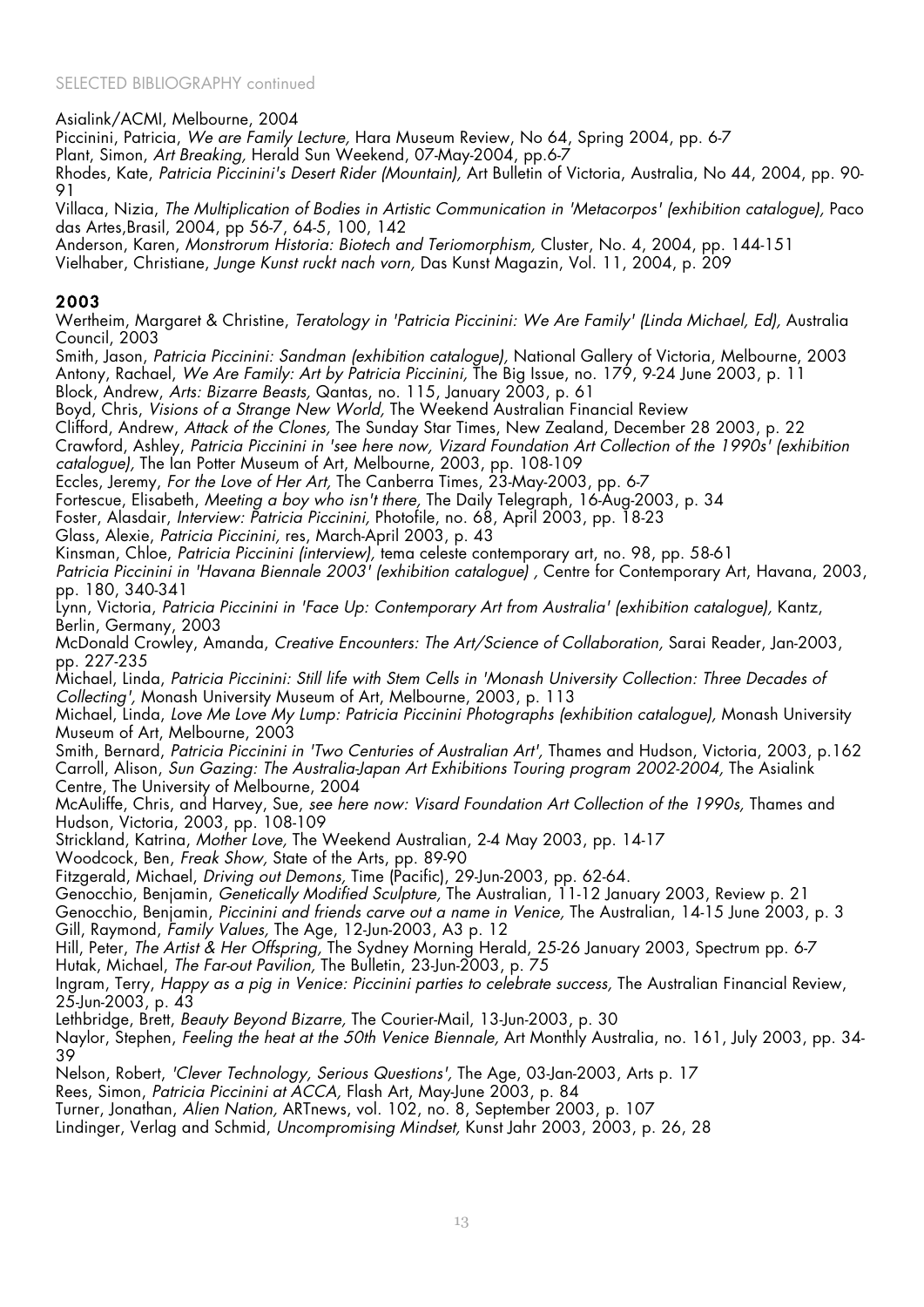SELECTED BIBLIOGRAPHY continued

Asialink/ACMI, Melbourne, 2004
Piccinini, Patricia, *We are Family Lecture,* Hara Museum Review, No 64, Spring 2004, pp. 6-7
Plant, Simon, *Art Breaking,* Herald Sun Weekend, 07-May-2004, pp.6-7
Rhodes, Kate, *Patricia Piccinini's Desert Rider (Mountain),* Art Bulletin of Victoria, Australia, No 44, 2004, pp. 90-91
Villaca, Nizia, *The Multiplication of Bodies in Artistic Communication in 'Metacorpos' (exhibition catalogue),* Paco das Artes,Brasil, 2004, pp 56-7, 64-5, 100, 142
Anderson, Karen, *Monstrorum Historia: Biotech and Teriomorphism,* Cluster, No. 4, 2004, pp. 144-151
Vielhaber, Christiane, *Junge Kunst ruckt nach vorn,* Das Kunst Magazin, Vol. 11, 2004, p. 209

## 2003

Wertheim, Margaret & Christine, *Teratology in 'Patricia Piccinini: We Are Family' (Linda Michael, Ed),* Australia Council, 2003
Smith, Jason, *Patricia Piccinini: Sandman (exhibition catalogue),* National Gallery of Victoria, Melbourne, 2003
Antony, Rachael, *We Are Family: Art by Patricia Piccinini,* The Big Issue, no. 179, 9-24 June 2003, p. 11
Block, Andrew, *Arts: Bizarre Beasts,* Qantas, no. 115, January 2003, p. 61
Boyd, Chris, *Visions of a Strange New World,* The Weekend Australian Financial Review
Clifford, Andrew, *Attack of the Clones,* The Sunday Star Times, New Zealand, December 28 2003, p. 22
Crawford, Ashley, *Patricia Piccinini in 'see here now, Vizard Foundation Art Collection of the 1990s' (exhibition catalogue),* The Ian Potter Museum of Art, Melbourne, 2003, pp. 108-109
Eccles, Jeremy, *For the Love of Her Art,* The Canberra Times, 23-May-2003, pp. 6-7
Fortescue, Elisabeth, *Meeting a boy who isn't there,* The Daily Telegraph, 16-Aug-2003, p. 34
Foster, Alasdair, *Interview: Patricia Piccinini,* Photofile, no. 68, April 2003, pp. 18-23
Glass, Alexie, *Patricia Piccinini,* res, March-April 2003, p. 43
Kinsman, Chloe, *Patricia Piccinini (interview),* tema celeste contemporary art, no. 98, pp. 58-61
*Patricia Piccinini in 'Havana Biennale 2003' (exhibition catalogue)* , Centre for Contemporary Art, Havana, 2003, pp. 180, 340-341
Lynn, Victoria, *Patricia Piccinini in 'Face Up: Contemporary Art from Australia' (exhibition catalogue),* Kantz, Berlin, Germany, 2003
McDonald Crowley, Amanda, *Creative Encounters: The Art/Science of Collaboration,* Sarai Reader, Jan-2003, pp. 227-235
Michael, Linda, *Patricia Piccinini: Still life with Stem Cells in 'Monash University Collection: Three Decades of Collecting',* Monash University Museum of Art, Melbourne, 2003, p. 113
Michael, Linda, *Love Me Love My Lump: Patricia Piccinini Photographs (exhibition catalogue),* Monash University Museum of Art, Melbourne, 2003
Smith, Bernard, *Patricia Piccinini in 'Two Centuries of Australian Art',* Thames and Hudson, Victoria, 2003, p.162
Carroll, Alison, *Sun Gazing: The Australia-Japan Art Exhibitions Touring program 2002-2004,* The Asialink Centre, The University of Melbourne, 2004
McAuliffe, Chris, and Harvey, Sue, *see here now: Visard Foundation Art Collection of the 1990s,* Thames and Hudson, Victoria, 2003, pp. 108-109
Strickland, Katrina, *Mother Love,* The Weekend Australian, 2-4 May 2003, pp. 14-17
Woodcock, Ben, *Freak Show,* State of the Arts, pp. 89-90
Fitzgerald, Michael, *Driving out Demons,* Time (Pacific), 29-Jun-2003, pp. 62-64.
Genocchio, Benjamin, *Genetically Modified Sculpture,* The Australian, 11-12 January 2003, Review p. 21
Genocchio, Benjamin, *Piccinini and friends carve out a name in Venice,* The Australian, 14-15 June 2003, p. 3
Gill, Raymond, *Family Values,* The Age, 12-Jun-2003, A3 p. 12
Hill, Peter, *The Artist & Her Offspring,* The Sydney Morning Herald, 25-26 January 2003, Spectrum pp. 6-7
Hutak, Michael, *The Far-out Pavilion,* The Bulletin, 23-Jun-2003, p. 75
Ingram, Terry, *Happy as a pig in Venice: Piccinini parties to celebrate success,* The Australian Financial Review, 25-Jun-2003, p. 43
Lethbridge, Brett, *Beauty Beyond Bizarre,* The Courier-Mail, 13-Jun-2003, p. 30
Naylor, Stephen, *Feeling the heat at the 50th Venice Biennale,* Art Monthly Australia, no. 161, July 2003, pp. 34-39
Nelson, Robert, *'Clever Technology, Serious Questions',* The Age, 03-Jan-2003, Arts p. 17
Rees, Simon, *Patricia Piccinini at ACCA,* Flash Art, May-June 2003, p. 84
Turner, Jonathan, *Alien Nation,* ARTnews, vol. 102, no. 8, September 2003, p. 107
Lindinger, Verlag and Schmid, *Uncompromising Mindset,* Kunst Jahr 2003, 2003, p. 26, 28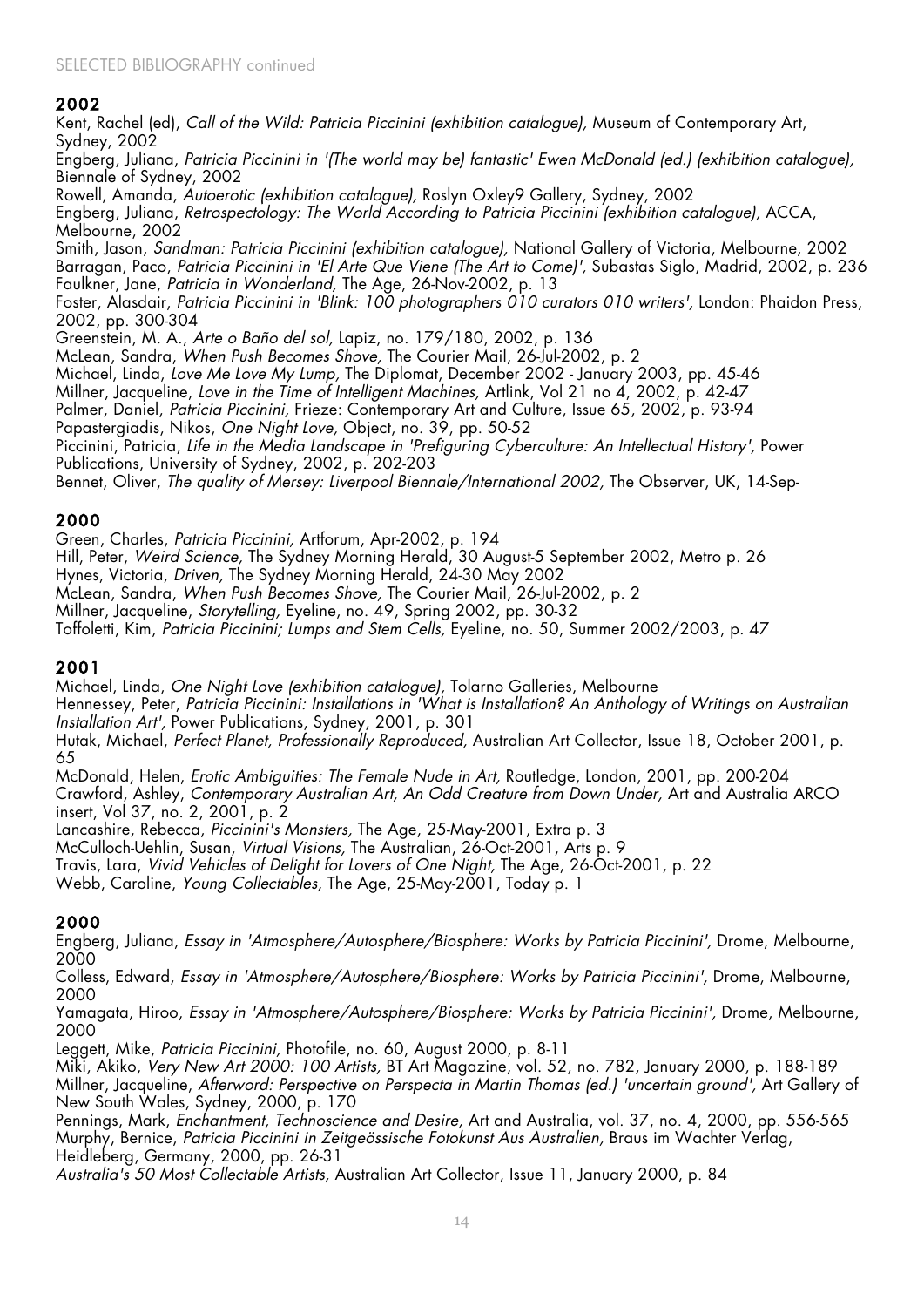SELECTED BIBLIOGRAPHY continued

## 2002

Kent, Rachel (ed), *Call of the Wild: Patricia Piccinini (exhibition catalogue),* Museum of Contemporary Art, Sydney, 2002
Engberg, Juliana, *Patricia Piccinini in '(The world may be) fantastic' Ewen McDonald (ed.) (exhibition catalogue),* Biennale of Sydney, 2002
Rowell, Amanda, *Autoerotic (exhibition catalogue),* Roslyn Oxley9 Gallery, Sydney, 2002
Engberg, Juliana, *Retrospectology: The World According to Patricia Piccinini (exhibition catalogue),* ACCA, Melbourne, 2002
Smith, Jason, *Sandman: Patricia Piccinini (exhibition catalogue),* National Gallery of Victoria, Melbourne, 2002
Barragan, Paco, *Patricia Piccinini in 'El Arte Que Viene (The Art to Come)',* Subastas Siglo, Madrid, 2002, p. 236
Faulkner, Jane, *Patricia in Wonderland,* The Age, 26-Nov-2002, p. 13
Foster, Alasdair, *Patricia Piccinini in 'Blink: 100 photographers 010 curators 010 writers',* London: Phaidon Press, 2002, pp. 300-304
Greenstein, M. A., *Arte o Baño del sol,* Lapiz, no. 179/180, 2002, p. 136
McLean, Sandra, *When Push Becomes Shove,* The Courier Mail, 26-Jul-2002, p. 2
Michael, Linda, *Love Me Love My Lump,* The Diplomat, December 2002 - January 2003, pp. 45-46
Millner, Jacqueline, *Love in the Time of Intelligent Machines,* Artlink, Vol 21 no 4, 2002, p. 42-47
Palmer, Daniel, *Patricia Piccinini,* Frieze: Contemporary Art and Culture, Issue 65, 2002, p. 93-94
Papastergiadis, Nikos, *One Night Love,* Object, no. 39, pp. 50-52
Piccinini, Patricia, *Life in the Media Landscape in 'Prefiguring Cyberculture: An Intellectual History',* Power Publications, University of Sydney, 2002, p. 202-203
Bennet, Oliver, *The quality of Mersey: Liverpool Biennale/International 2002,* The Observer, UK, 14-Sep-

## 2000

Green, Charles, *Patricia Piccinini,* Artforum, Apr-2002, p. 194
Hill, Peter, *Weird Science,* The Sydney Morning Herald, 30 August-5 September 2002, Metro p. 26
Hynes, Victoria, *Driven,* The Sydney Morning Herald, 24-30 May 2002
McLean, Sandra, *When Push Becomes Shove,* The Courier Mail, 26-Jul-2002, p. 2
Millner, Jacqueline, *Storytelling,* Eyeline, no. 49, Spring 2002, pp. 30-32
Toffoletti, Kim, *Patricia Piccinini; Lumps and Stem Cells,* Eyeline, no. 50, Summer 2002/2003, p. 47

## 2001

Michael, Linda, *One Night Love (exhibition catalogue),* Tolarno Galleries, Melbourne
Hennessey, Peter, *Patricia Piccinini: Installations in 'What is Installation? An Anthology of Writings on Australian Installation Art',* Power Publications, Sydney, 2001, p. 301
Hutak, Michael, *Perfect Planet, Professionally Reproduced,* Australian Art Collector, Issue 18, October 2001, p. 65
McDonald, Helen, *Erotic Ambiguities: The Female Nude in Art,* Routledge, London, 2001, pp. 200-204
Crawford, Ashley, *Contemporary Australian Art, An Odd Creature from Down Under,* Art and Australia ARCO insert, Vol 37, no. 2, 2001, p. 2
Lancashire, Rebecca, *Piccinini's Monsters,* The Age, 25-May-2001, Extra p. 3
McCulloch-Uehlin, Susan, *Virtual Visions,* The Australian, 26-Oct-2001, Arts p. 9
Travis, Lara, *Vivid Vehicles of Delight for Lovers of One Night,* The Age, 26-Oct-2001, p. 22
Webb, Caroline, *Young Collectables,* The Age, 25-May-2001, Today p. 1

## 2000

Engberg, Juliana, *Essay in 'Atmosphere/Autosphere/Biosphere: Works by Patricia Piccinini',* Drome, Melbourne, 2000
Colless, Edward, *Essay in 'Atmosphere/Autosphere/Biosphere: Works by Patricia Piccinini',* Drome, Melbourne, 2000
Yamagata, Hiroo, *Essay in 'Atmosphere/Autosphere/Biosphere: Works by Patricia Piccinini',* Drome, Melbourne, 2000
Leggett, Mike, *Patricia Piccinini,* Photofile, no. 60, August 2000, p. 8-11
Miki, Akiko, *Very New Art 2000: 100 Artists,* BT Art Magazine, vol. 52, no. 782, January 2000, p. 188-189
Millner, Jacqueline, *Afterword: Perspective on Perspecta in Martin Thomas (ed.) 'uncertain ground',* Art Gallery of New South Wales, Sydney, 2000, p. 170
Pennings, Mark, *Enchantment, Technoscience and Desire,* Art and Australia, vol. 37, no. 4, 2000, pp. 556-565
Murphy, Bernice, *Patricia Piccinini in Zeitgeössische Fotokunst Aus Australien,* Braus im Wachter Verlag, Heidleberg, Germany, 2000, pp. 26-31
*Australia's 50 Most Collectable Artists,* Australian Art Collector, Issue 11, January 2000, p. 84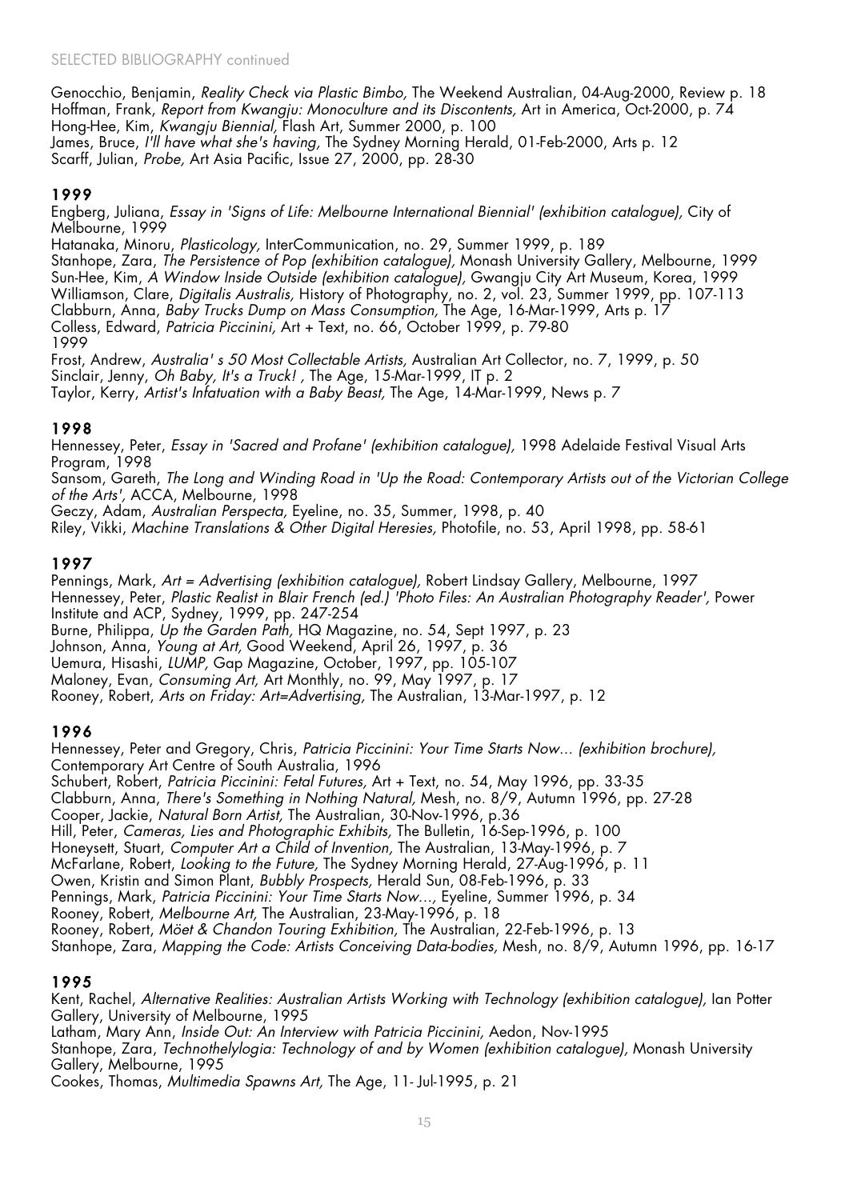SELECTED BIBLIOGRAPHY continued

Genocchio, Benjamin, *Reality Check via Plastic Bimbo,* The Weekend Australian, 04-Aug-2000, Review p. 18
Hoffman, Frank, *Report from Kwangju: Monoculture and its Discontents,* Art in America, Oct-2000, p. 74
Hong-Hee, Kim, *Kwangju Biennial,* Flash Art, Summer 2000, p. 100
James, Bruce, *I'll have what she's having,* The Sydney Morning Herald, 01-Feb-2000, Arts p. 12
Scarff, Julian, *Probe,* Art Asia Pacific, Issue 27, 2000, pp. 28-30

## 1999

Engberg, Juliana, *Essay in 'Signs of Life: Melbourne International Biennial' (exhibition catalogue),* City of Melbourne, 1999
Hatanaka, Minoru, *Plasticology,* InterCommunication, no. 29, Summer 1999, p. 189
Stanhope, Zara, *The Persistence of Pop (exhibition catalogue),* Monash University Gallery, Melbourne, 1999
Sun-Hee, Kim, *A Window Inside Outside (exhibition catalogue),* Gwangju City Art Museum, Korea, 1999
Williamson, Clare, *Digitalis Australis,* History of Photography, no. 2, vol. 23, Summer 1999, pp. 107-113
Clabburn, Anna, *Baby Trucks Dump on Mass Consumption,* The Age, 16-Mar-1999, Arts p. 17
Colless, Edward, *Patricia Piccinini,* Art + Text, no. 66, October 1999, p. 79-80
1999
Frost, Andrew, *Australia' s 50 Most Collectable Artists,* Australian Art Collector, no. 7, 1999, p. 50
Sinclair, Jenny, *Oh Baby, It's a Truck! ,* The Age, 15-Mar-1999, IT p. 2
Taylor, Kerry, *Artist's Infatuation with a Baby Beast,* The Age, 14-Mar-1999, News p. 7

## 1998

Hennessey, Peter, *Essay in 'Sacred and Profane' (exhibition catalogue),* 1998 Adelaide Festival Visual Arts Program, 1998
Sansom, Gareth, *The Long and Winding Road in 'Up the Road: Contemporary Artists out of the Victorian College of the Arts',* ACCA, Melbourne, 1998
Geczy, Adam, *Australian Perspecta,* Eyeline, no. 35, Summer, 1998, p. 40
Riley, Vikki, *Machine Translations & Other Digital Heresies,* Photofile, no. 53, April 1998, pp. 58-61

## 1997

Pennings, Mark, *Art = Advertising (exhibition catalogue),* Robert Lindsay Gallery, Melbourne, 1997
Hennessey, Peter, *Plastic Realist in Blair French (ed.) 'Photo Files: An Australian Photography Reader',* Power Institute and ACP, Sydney, 1999, pp. 247-254
Burne, Philippa, *Up the Garden Path,* HQ Magazine, no. 54, Sept 1997, p. 23
Johnson, Anna, *Young at Art,* Good Weekend, April 26, 1997, p. 36
Uemura, Hisashi, *LUMP,* Gap Magazine, October, 1997, pp. 105-107
Maloney, Evan, *Consuming Art,* Art Monthly, no. 99, May 1997, p. 17
Rooney, Robert, *Arts on Friday: Art=Advertising,* The Australian, 13-Mar-1997, p. 12

## 1996

Hennessey, Peter and Gregory, Chris, *Patricia Piccinini: Your Time Starts Now... (exhibition brochure),* Contemporary Art Centre of South Australia, 1996
Schubert, Robert, *Patricia Piccinini: Fetal Futures,* Art + Text, no. 54, May 1996, pp. 33-35
Clabburn, Anna, *There's Something in Nothing Natural,* Mesh, no. 8/9, Autumn 1996, pp. 27-28
Cooper, Jackie, *Natural Born Artist,* The Australian, 30-Nov-1996, p.36
Hill, Peter, *Cameras, Lies and Photographic Exhibits,* The Bulletin, 16-Sep-1996, p. 100
Honeysett, Stuart, *Computer Art a Child of Invention,* The Australian, 13-May-1996, p. 7
McFarlane, Robert, *Looking to the Future,* The Sydney Morning Herald, 27-Aug-1996, p. 11
Owen, Kristin and Simon Plant, *Bubbly Prospects,* Herald Sun, 08-Feb-1996, p. 33
Pennings, Mark, *Patricia Piccinini: Your Time Starts Now...,* Eyeline, Summer 1996, p. 34
Rooney, Robert, *Melbourne Art,* The Australian, 23-May-1996, p. 18
Rooney, Robert, *Möet & Chandon Touring Exhibition,* The Australian, 22-Feb-1996, p. 13
Stanhope, Zara, *Mapping the Code: Artists Conceiving Data-bodies,* Mesh, no. 8/9, Autumn 1996, pp. 16-17

## 1995

Kent, Rachel, *Alternative Realities: Australian Artists Working with Technology (exhibition catalogue),* Ian Potter Gallery, University of Melbourne, 1995
Latham, Mary Ann, *Inside Out: An Interview with Patricia Piccinini,* Aedon, Nov-1995
Stanhope, Zara, *Technothelylogia: Technology of and by Women (exhibition catalogue),* Monash University Gallery, Melbourne, 1995
Cookes, Thomas, *Multimedia Spawns Art,* The Age, 11- Jul-1995, p. 21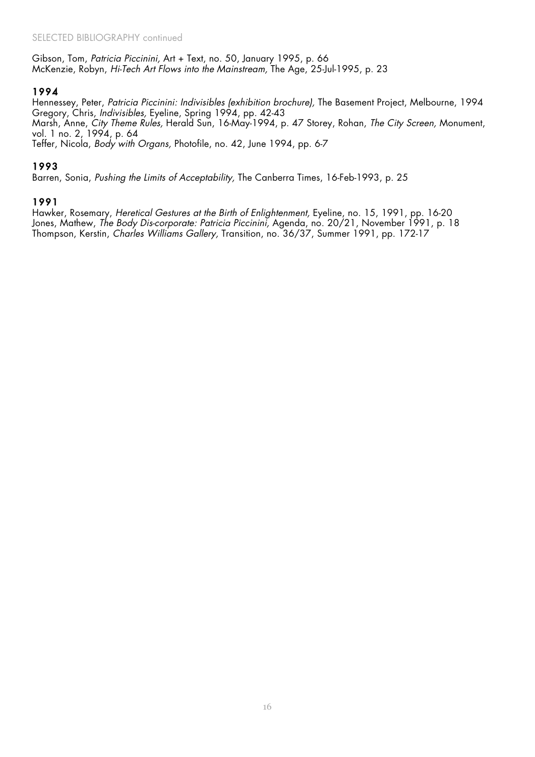SELECTED BIBLIOGRAPHY continued

Gibson, Tom, *Patricia Piccinini,* Art + Text, no. 50, January 1995, p. 66
McKenzie, Robyn, *Hi-Tech Art Flows into the Mainstream,* The Age, 25-Jul-1995, p. 23

### 1994

Hennessey, Peter, *Patricia Piccinini: Indivisibles (exhibition brochure),* The Basement Project, Melbourne, 1994
Gregory, Chris, *Indivisibles,* Eyeline, Spring 1994, pp. 42-43
Marsh, Anne, *City Theme Rules,* Herald Sun, 16-May-1994, p. 47 Storey, Rohan, *The City Screen,* Monument, vol. 1 no. 2, 1994, p. 64
Teffer, Nicola, *Body with Organs,* Photofile, no. 42, June 1994, pp. 6-7

### 1993

Barren, Sonia, *Pushing the Limits of Acceptability,* The Canberra Times, 16-Feb-1993, p. 25

### 1991

Hawker, Rosemary, *Heretical Gestures at the Birth of Enlightenment,* Eyeline, no. 15, 1991, pp. 16-20
Jones, Mathew, *The Body Dis-corporate: Patricia Piccinini,* Agenda, no. 20/21, November 1991, p. 18
Thompson, Kerstin, *Charles Williams Gallery,* Transition, no. 36/37, Summer 1991, pp. 172-17